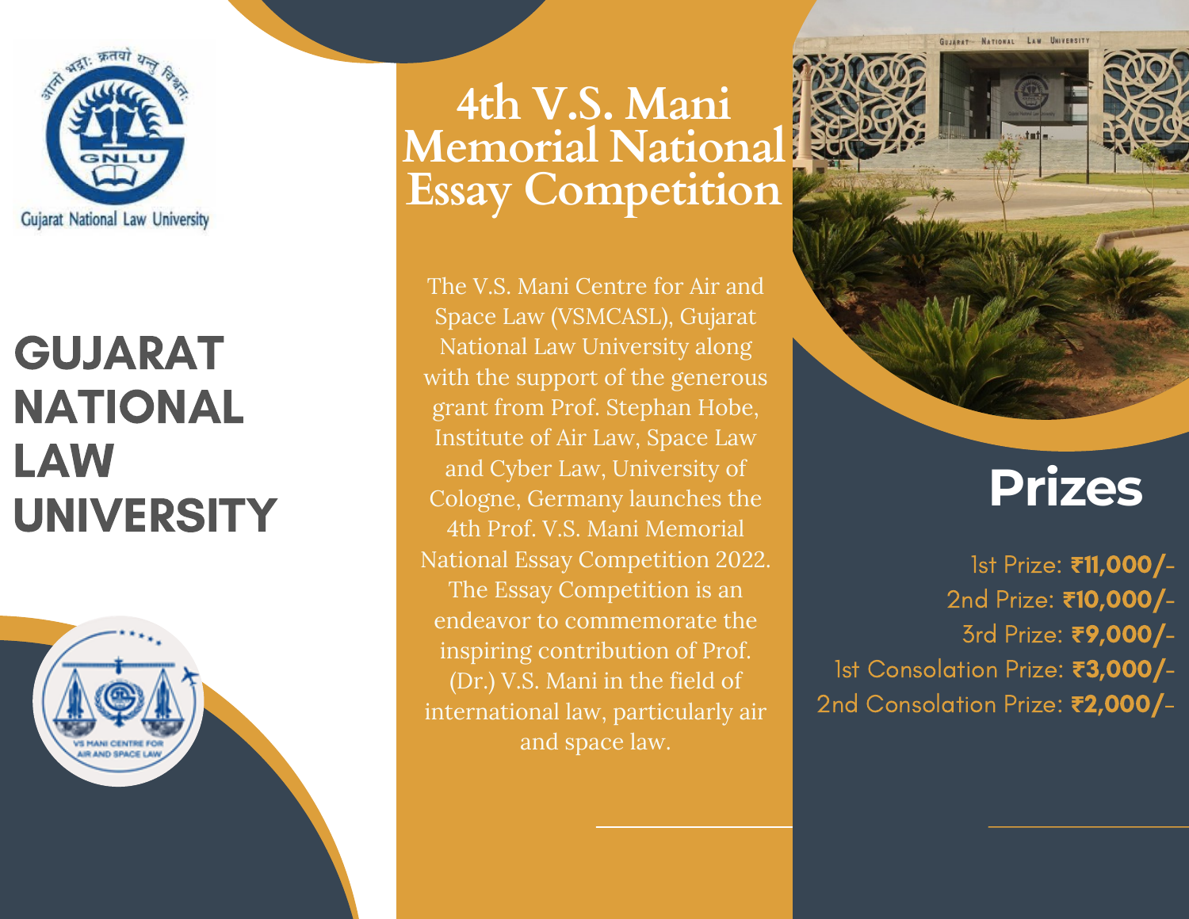Gujarat National Law University

# GUJARAT NATIONAL LAW UNIVERSITY

# 4th V.S. Mani Memorial National Essay Competition

The V.S. Mani Centre for Air and Space Law (VSMCASL), Gujarat National Law University along with the support of the generous grant from Prof. Stephan Hobe, Institute of Air Law, Space Law and Cyber Law, University of Cologne, Germany launches the 4th Prof. V.S. Mani Memorial National Essay Competition 2022. The Essay Competition is an endeavor to commemorate the inspiring contribution of Prof. (Dr.) V.S. Mani in the field of international law, particularly air and space law.

## Prizes

1st Prize: **₹11,000/-**
2nd Prize: **₹10,000/-**
3rd Prize: **₹9,000/-**
1st Consolation Prize: **₹3,000/-**
2nd Consolation Prize: **₹2,000/-**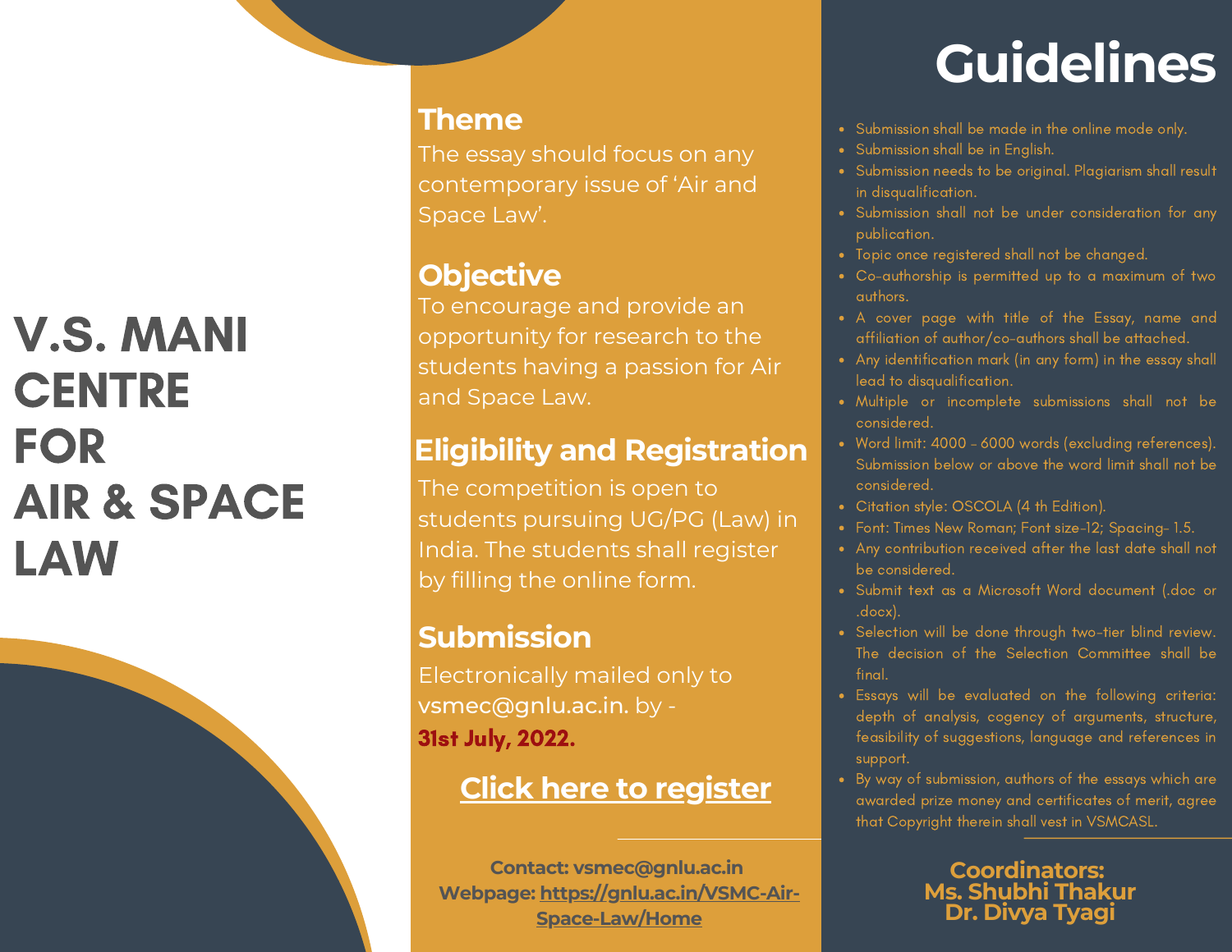# V.S. MANI CENTRE FOR AIR & SPACE LAW

## Theme

The essay should focus on any contemporary issue of 'Air and Space Law'.

## Objective

To encourage and provide an opportunity for research to the students having a passion for Air and Space Law.

## Eligibility and Registration

The competition is open to students pursuing UG/PG (Law) in India. The students shall register by filling the online form.

## Submission

Electronically mailed only to vsmec@gnlu.ac.in. by - **31st July, 2022.**

**Click here to register**

**Contact: vsmec@gnlu.ac.in**
**Webpage: https://gnlu.ac.in/VSMC-Air-Space-Law/Home**

## Guidelines

- Submission shall be made in the online mode only.
- Submission shall be in English.
- Submission needs to be original. Plagiarism shall result in disqualification.
- Submission shall not be under consideration for any publication.
- Topic once registered shall not be changed.
- Co-authorship is permitted up to a maximum of two authors.
- A cover page with title of the Essay, name and affiliation of author/co-authors shall be attached.
- Any identification mark (in any form) in the essay shall lead to disqualification.
- Multiple or incomplete submissions shall not be considered.
- Word limit: 4000 - 6000 words (excluding references). Submission below or above the word limit shall not be considered.
- Citation style: OSCOLA (4 th Edition).
- Font: Times New Roman; Font size-12; Spacing- 1.5.
- Any contribution received after the last date shall not be considered.
- Submit text as a Microsoft Word document (.doc or .docx).
- Selection will be done through two-tier blind review. The decision of the Selection Committee shall be final.
- Essays will be evaluated on the following criteria: depth of analysis, cogency of arguments, structure, feasibility of suggestions, language and references in support.
- By way of submission, authors of the essays which are awarded prize money and certificates of merit, agree that Copyright therein shall vest in VSMCASL.

**Coordinators:**
**Ms. Shubhi Thakur**
**Dr. Divya Tyagi**